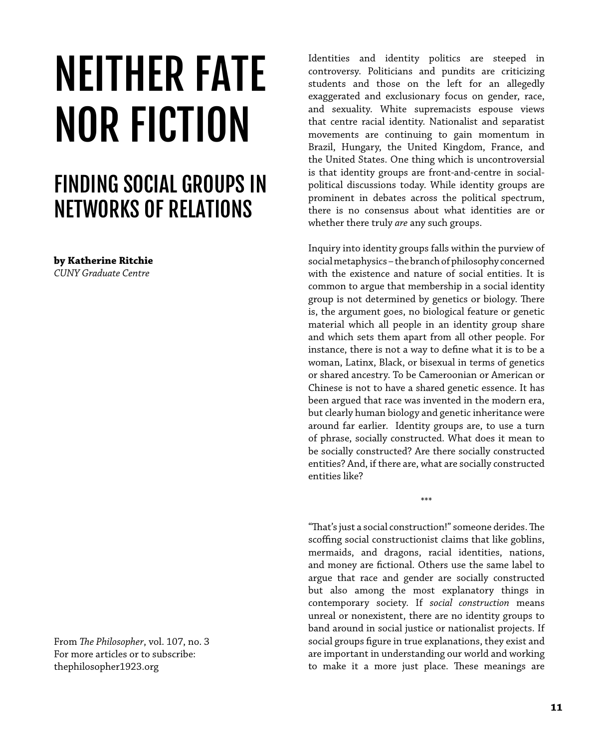# NEITHER FATE NOR FICTION

## FINDING SOCIAL GROUPS IN NETWORKS OF RELATIONS

**by Katherine Ritchie**
*CUNY Graduate Centre*

From *The Philosopher*, vol. 107, no. 3
For more articles or to subscribe:
thephilosopher1923.org

Identities and identity politics are steeped in controversy. Politicians and pundits are criticizing students and those on the left for an allegedly exaggerated and exclusionary focus on gender, race, and sexuality. White supremacists espouse views that centre racial identity. Nationalist and separatist movements are continuing to gain momentum in Brazil, Hungary, the United Kingdom, France, and the United States. One thing which is uncontroversial is that identity groups are front-and-centre in social-political discussions today. While identity groups are prominent in debates across the political spectrum, there is no consensus about what identities are or whether there truly *are* any such groups.

Inquiry into identity groups falls within the purview of social metaphysics – the branch of philosophy concerned with the existence and nature of social entities. It is common to argue that membership in a social identity group is not determined by genetics or biology. There is, the argument goes, no biological feature or genetic material which all people in an identity group share and which sets them apart from all other people. For instance, there is not a way to define what it is to be a woman, Latinx, Black, or bisexual in terms of genetics or shared ancestry. To be Cameroonian or American or Chinese is not to have a shared genetic essence. It has been argued that race was invented in the modern era, but clearly human biology and genetic inheritance were around far earlier. Identity groups are, to use a turn of phrase, socially constructed. What does it mean to be socially constructed? Are there socially constructed entities? And, if there are, what are socially constructed entities like?

***

"That's just a social construction!" someone derides. The scoffing social constructionist claims that like goblins, mermaids, and dragons, racial identities, nations, and money are fictional. Others use the same label to argue that race and gender are socially constructed but also among the most explanatory things in contemporary society. If *social construction* means unreal or nonexistent, there are no identity groups to band around in social justice or nationalist projects. If social groups figure in true explanations, they exist and are important in understanding our world and working to make it a more just place. These meanings are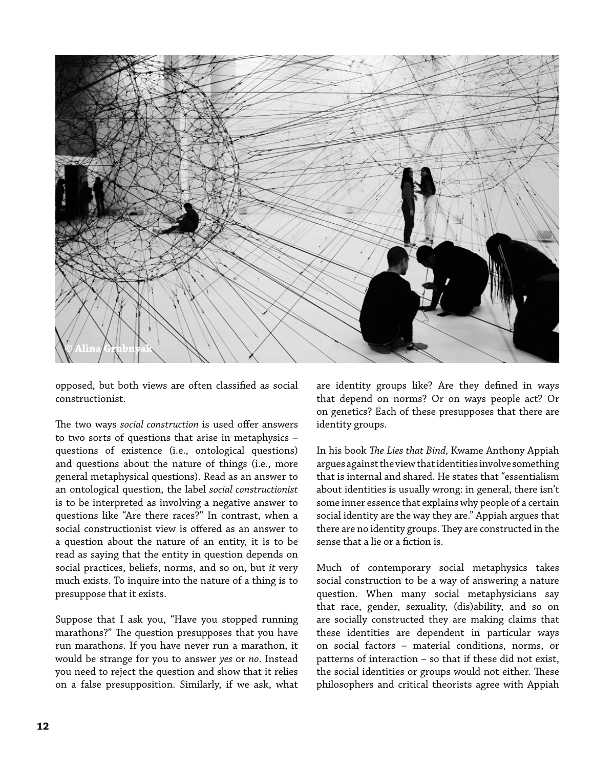opposed, but both views are often classified as social constructionist.

The two ways *social construction* is used offer answers to two sorts of questions that arise in metaphysics – questions of existence (i.e., ontological questions) and questions about the nature of things (i.e., more general metaphysical questions). Read as an answer to an ontological question, the label *social constructionist* is to be interpreted as involving a negative answer to questions like "Are there races?" In contrast, when a social constructionist view is offered as an answer to a question about the nature of an entity, it is to be read as saying that the entity in question depends on social practices, beliefs, norms, and so on, but *it* very much exists. To inquire into the nature of a thing is to presuppose that it exists.

Suppose that I ask you, "Have you stopped running marathons?" The question presupposes that you have run marathons. If you have never run a marathon, it would be strange for you to answer *yes* or *no*. Instead you need to reject the question and show that it relies on a false presupposition. Similarly, if we ask, what are identity groups like? Are they defined in ways that depend on norms? Or on ways people act? Or on genetics? Each of these presupposes that there are identity groups.

In his book *The Lies that Bind*, Kwame Anthony Appiah argues against the view that identities involve something that is internal and shared. He states that "essentialism about identities is usually wrong: in general, there isn't some inner essence that explains why people of a certain social identity are the way they are." Appiah argues that there are no identity groups. They are constructed in the sense that a lie or a fiction is.

Much of contemporary social metaphysics takes social construction to be a way of answering a nature question. When many social metaphysicians say that race, gender, sexuality, (dis)ability, and so on are socially constructed they are making claims that these identities are dependent in particular ways on social factors – material conditions, norms, or patterns of interaction – so that if these did not exist, the social identities or groups would not either. These philosophers and critical theorists agree with Appiah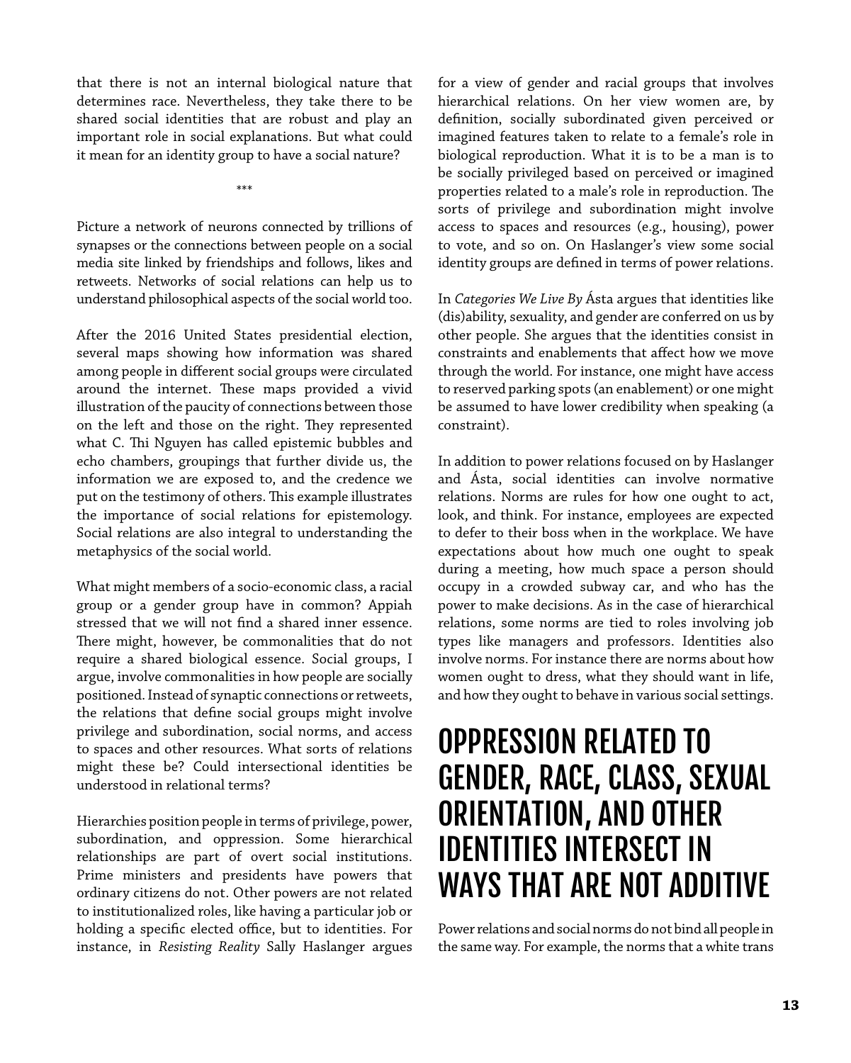that there is not an internal biological nature that determines race. Nevertheless, they take there to be shared social identities that are robust and play an important role in social explanations. But what could it mean for an identity group to have a social nature?

\*\*\*

Picture a network of neurons connected by trillions of synapses or the connections between people on a social media site linked by friendships and follows, likes and retweets. Networks of social relations can help us to understand philosophical aspects of the social world too.

After the 2016 United States presidential election, several maps showing how information was shared among people in different social groups were circulated around the internet. These maps provided a vivid illustration of the paucity of connections between those on the left and those on the right. They represented what C. Thi Nguyen has called epistemic bubbles and echo chambers, groupings that further divide us, the information we are exposed to, and the credence we put on the testimony of others. This example illustrates the importance of social relations for epistemology. Social relations are also integral to understanding the metaphysics of the social world.

What might members of a socio-economic class, a racial group or a gender group have in common? Appiah stressed that we will not find a shared inner essence. There might, however, be commonalities that do not require a shared biological essence. Social groups, I argue, involve commonalities in how people are socially positioned. Instead of synaptic connections or retweets, the relations that define social groups might involve privilege and subordination, social norms, and access to spaces and other resources. What sorts of relations might these be? Could intersectional identities be understood in relational terms?

Hierarchies position people in terms of privilege, power, subordination, and oppression. Some hierarchical relationships are part of overt social institutions. Prime ministers and presidents have powers that ordinary citizens do not. Other powers are not related to institutionalized roles, like having a particular job or holding a specific elected office, but to identities. For instance, in *Resisting Reality* Sally Haslanger argues for a view of gender and racial groups that involves hierarchical relations. On her view women are, by definition, socially subordinated given perceived or imagined features taken to relate to a female's role in biological reproduction. What it is to be a man is to be socially privileged based on perceived or imagined properties related to a male's role in reproduction. The sorts of privilege and subordination might involve access to spaces and resources (e.g., housing), power to vote, and so on. On Haslanger's view some social identity groups are defined in terms of power relations.

In *Categories We Live By* Ásta argues that identities like (dis)ability, sexuality, and gender are conferred on us by other people. She argues that the identities consist in constraints and enablements that affect how we move through the world. For instance, one might have access to reserved parking spots (an enablement) or one might be assumed to have lower credibility when speaking (a constraint).

In addition to power relations focused on by Haslanger and Ásta, social identities can involve normative relations. Norms are rules for how one ought to act, look, and think. For instance, employees are expected to defer to their boss when in the workplace. We have expectations about how much one ought to speak during a meeting, how much space a person should occupy in a crowded subway car, and who has the power to make decisions. As in the case of hierarchical relations, some norms are tied to roles involving job types like managers and professors. Identities also involve norms. For instance there are norms about how women ought to dress, what they should want in life, and how they ought to behave in various social settings.

# OPPRESSION RELATED TO GENDER, RACE, CLASS, SEXUAL ORIENTATION, AND OTHER IDENTITIES INTERSECT IN WAYS THAT ARE NOT ADDITIVE

Power relations and social norms do not bind all people in the same way. For example, the norms that a white trans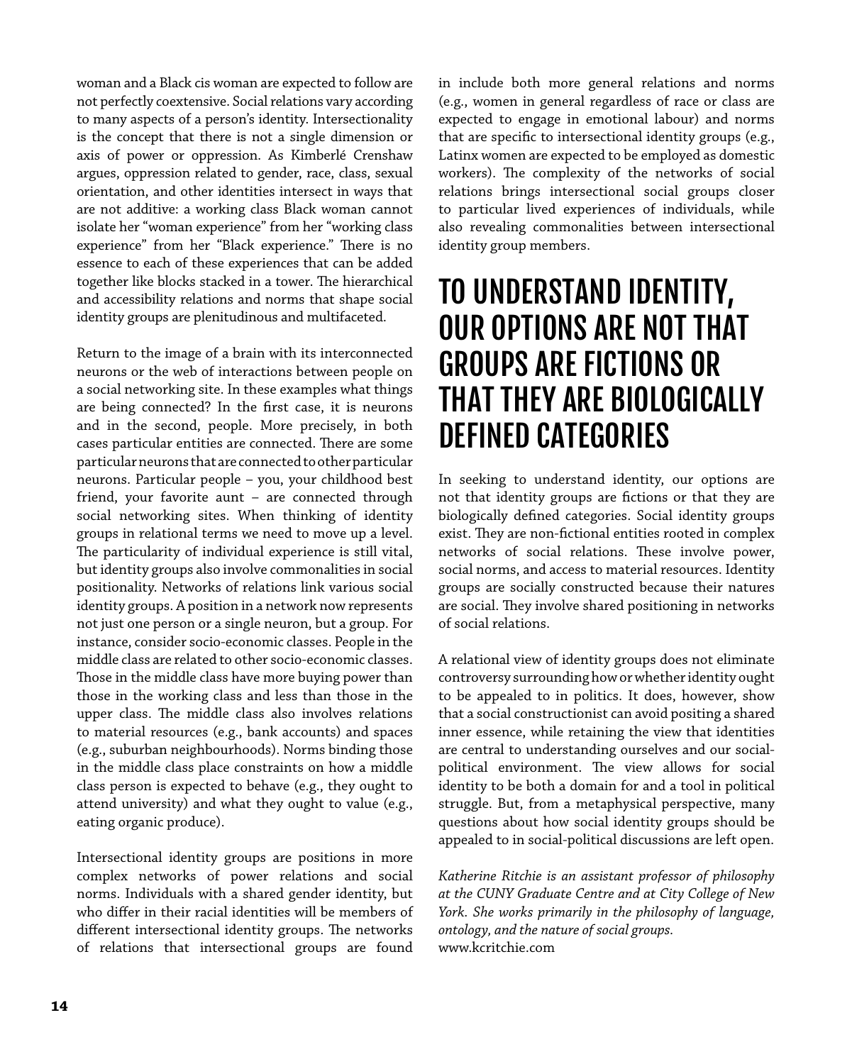woman and a Black cis woman are expected to follow are not perfectly coextensive. Social relations vary according to many aspects of a person's identity. Intersectionality is the concept that there is not a single dimension or axis of power or oppression. As Kimberlé Crenshaw argues, oppression related to gender, race, class, sexual orientation, and other identities intersect in ways that are not additive: a working class Black woman cannot isolate her "woman experience" from her "working class experience" from her "Black experience." There is no essence to each of these experiences that can be added together like blocks stacked in a tower. The hierarchical and accessibility relations and norms that shape social identity groups are plenitudinous and multifaceted.

Return to the image of a brain with its interconnected neurons or the web of interactions between people on a social networking site. In these examples what things are being connected? In the first case, it is neurons and in the second, people. More precisely, in both cases particular entities are connected. There are some particular neurons that are connected to other particular neurons. Particular people – you, your childhood best friend, your favorite aunt – are connected through social networking sites. When thinking of identity groups in relational terms we need to move up a level. The particularity of individual experience is still vital, but identity groups also involve commonalities in social positionality. Networks of relations link various social identity groups. A position in a network now represents not just one person or a single neuron, but a group. For instance, consider socio-economic classes. People in the middle class are related to other socio-economic classes. Those in the middle class have more buying power than those in the working class and less than those in the upper class. The middle class also involves relations to material resources (e.g., bank accounts) and spaces (e.g., suburban neighbourhoods). Norms binding those in the middle class place constraints on how a middle class person is expected to behave (e.g., they ought to attend university) and what they ought to value (e.g., eating organic produce).

Intersectional identity groups are positions in more complex networks of power relations and social norms. Individuals with a shared gender identity, but who differ in their racial identities will be members of different intersectional identity groups. The networks of relations that intersectional groups are found in include both more general relations and norms (e.g., women in general regardless of race or class are expected to engage in emotional labour) and norms that are specific to intersectional identity groups (e.g., Latinx women are expected to be employed as domestic workers). The complexity of the networks of social relations brings intersectional social groups closer to particular lived experiences of individuals, while also revealing commonalities between intersectional identity group members.

## TO UNDERSTAND IDENTITY, OUR OPTIONS ARE NOT THAT GROUPS ARE FICTIONS OR THAT THEY ARE BIOLOGICALLY DEFINED CATEGORIES

In seeking to understand identity, our options are not that identity groups are fictions or that they are biologically defined categories. Social identity groups exist. They are non-fictional entities rooted in complex networks of social relations. These involve power, social norms, and access to material resources. Identity groups are socially constructed because their natures are social. They involve shared positioning in networks of social relations.

A relational view of identity groups does not eliminate controversy surrounding how or whether identity ought to be appealed to in politics. It does, however, show that a social constructionist can avoid positing a shared inner essence, while retaining the view that identities are central to understanding ourselves and our social-political environment. The view allows for social identity to be both a domain for and a tool in political struggle. But, from a metaphysical perspective, many questions about how social identity groups should be appealed to in social-political discussions are left open.

*Katherine Ritchie is an assistant professor of philosophy at the CUNY Graduate Centre and at City College of New York. She works primarily in the philosophy of language, ontology, and the nature of social groups.*
www.kcritchie.com